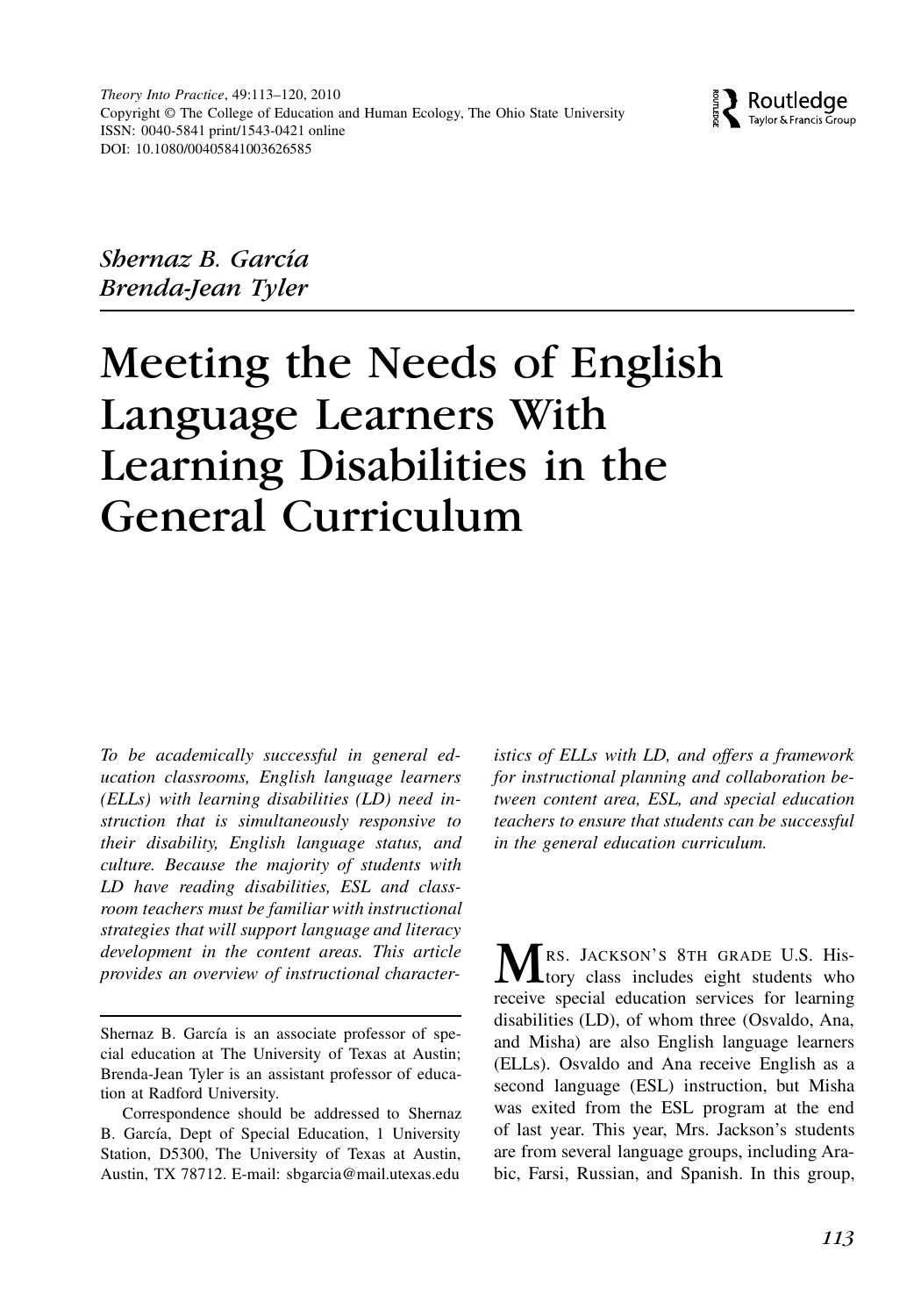*Shernaz B. García*
*Brenda-Jean Tyler*

# Meeting the Needs of English Language Learners With Learning Disabilities in the General Curriculum

*To be academically successful in general education classrooms, English language learners (ELLs) with learning disabilities (LD) need instruction that is simultaneously responsive to their disability, English language status, and culture. Because the majority of students with LD have reading disabilities, ESL and classroom teachers must be familiar with instructional strategies that will support language and literacy development in the content areas. This article provides an overview of instructional characteristics of ELLs with LD, and offers a framework for instructional planning and collaboration between content area, ESL, and special education teachers to ensure that students can be successful in the general education curriculum.*

Shernaz B. García is an associate professor of special education at The University of Texas at Austin; Brenda-Jean Tyler is an assistant professor of education at Radford University.

Correspondence should be addressed to Shernaz B. García, Dept of Special Education, 1 University Station, D5300, The University of Texas at Austin, Austin, TX 78712. E-mail: sbgarcia@mail.utexas.edu

MRS. JACKSON'S 8TH GRADE U.S. History class includes eight students who receive special education services for learning disabilities (LD), of whom three (Osvaldo, Ana, and Misha) are also English language learners (ELLs). Osvaldo and Ana receive English as a second language (ESL) instruction, but Misha was exited from the ESL program at the end of last year. This year, Mrs. Jackson's students are from several language groups, including Arabic, Farsi, Russian, and Spanish. In this group,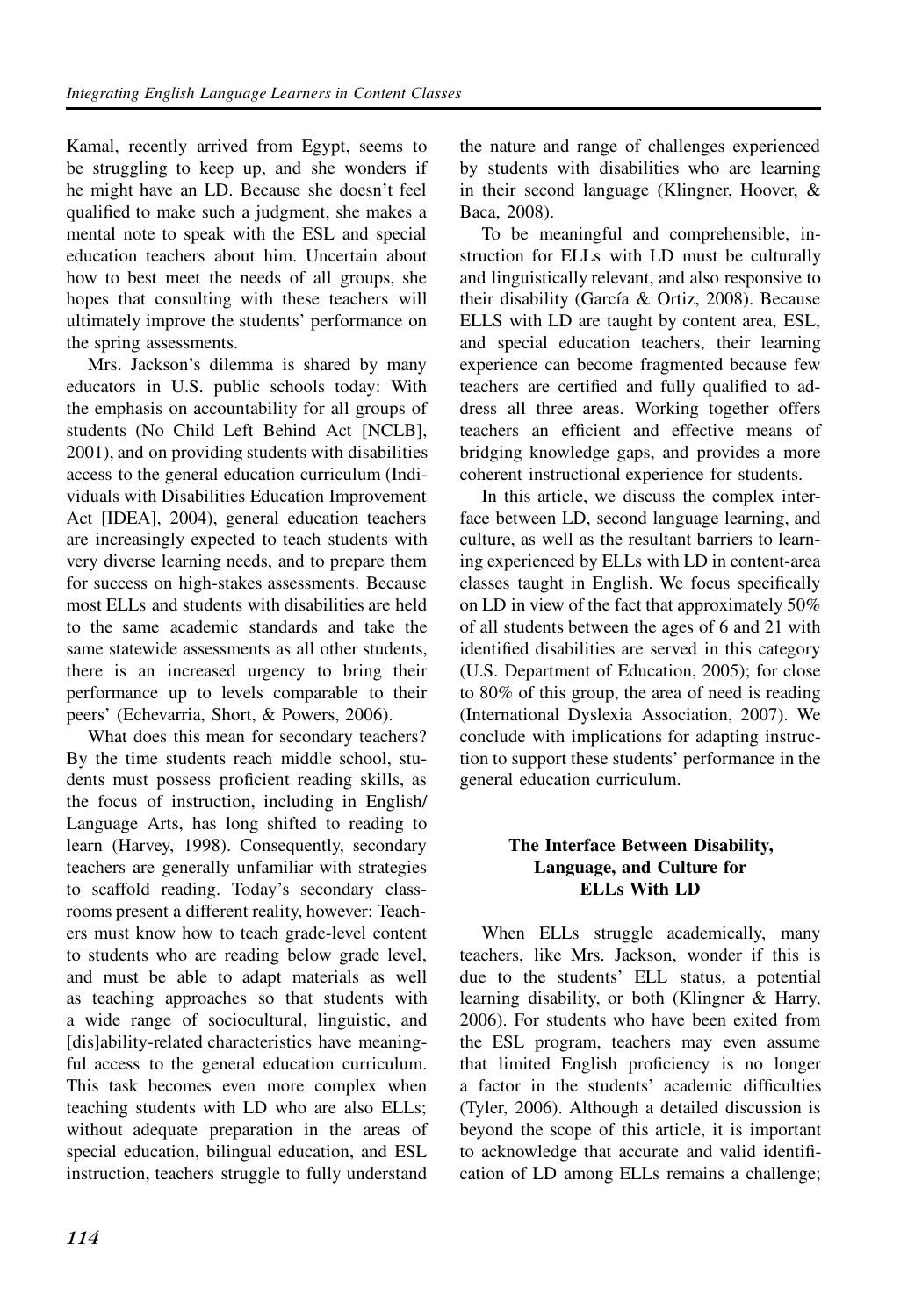Kamal, recently arrived from Egypt, seems to be struggling to keep up, and she wonders if he might have an LD. Because she doesn't feel qualified to make such a judgment, she makes a mental note to speak with the ESL and special education teachers about him. Uncertain about how to best meet the needs of all groups, she hopes that consulting with these teachers will ultimately improve the students' performance on the spring assessments.

Mrs. Jackson's dilemma is shared by many educators in U.S. public schools today: With the emphasis on accountability for all groups of students (No Child Left Behind Act [NCLB], 2001), and on providing students with disabilities access to the general education curriculum (Individuals with Disabilities Education Improvement Act [IDEA], 2004), general education teachers are increasingly expected to teach students with very diverse learning needs, and to prepare them for success on high-stakes assessments. Because most ELLs and students with disabilities are held to the same academic standards and take the same statewide assessments as all other students, there is an increased urgency to bring their performance up to levels comparable to their peers' (Echevarria, Short, & Powers, 2006).

What does this mean for secondary teachers? By the time students reach middle school, students must possess proficient reading skills, as the focus of instruction, including in English/Language Arts, has long shifted to reading to learn (Harvey, 1998). Consequently, secondary teachers are generally unfamiliar with strategies to scaffold reading. Today's secondary classrooms present a different reality, however: Teachers must know how to teach grade-level content to students who are reading below grade level, and must be able to adapt materials as well as teaching approaches so that students with a wide range of sociocultural, linguistic, and [dis]ability-related characteristics have meaningful access to the general education curriculum. This task becomes even more complex when teaching students with LD who are also ELLs; without adequate preparation in the areas of special education, bilingual education, and ESL instruction, teachers struggle to fully understand the nature and range of challenges experienced by students with disabilities who are learning in their second language (Klingner, Hoover, & Baca, 2008).

To be meaningful and comprehensible, instruction for ELLs with LD must be culturally and linguistically relevant, and also responsive to their disability (García & Ortiz, 2008). Because ELLS with LD are taught by content area, ESL, and special education teachers, their learning experience can become fragmented because few teachers are certified and fully qualified to address all three areas. Working together offers teachers an efficient and effective means of bridging knowledge gaps, and provides a more coherent instructional experience for students.

In this article, we discuss the complex interface between LD, second language learning, and culture, as well as the resultant barriers to learning experienced by ELLs with LD in content-area classes taught in English. We focus specifically on LD in view of the fact that approximately 50% of all students between the ages of 6 and 21 with identified disabilities are served in this category (U.S. Department of Education, 2005); for close to 80% of this group, the area of need is reading (International Dyslexia Association, 2007). We conclude with implications for adapting instruction to support these students' performance in the general education curriculum.

## The Interface Between Disability, Language, and Culture for ELLs With LD

When ELLs struggle academically, many teachers, like Mrs. Jackson, wonder if this is due to the students' ELL status, a potential learning disability, or both (Klingner & Harry, 2006). For students who have been exited from the ESL program, teachers may even assume that limited English proficiency is no longer a factor in the students' academic difficulties (Tyler, 2006). Although a detailed discussion is beyond the scope of this article, it is important to acknowledge that accurate and valid identification of LD among ELLs remains a challenge;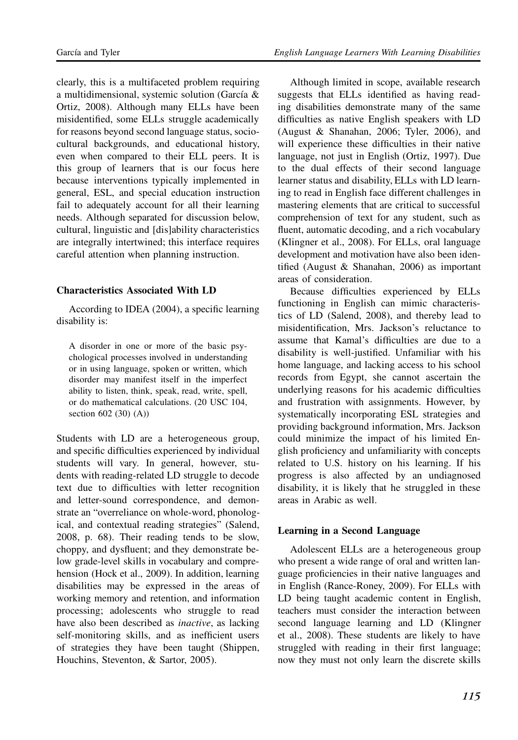clearly, this is a multifaceted problem requiring a multidimensional, systemic solution (García & Ortiz, 2008). Although many ELLs have been misidentified, some ELLs struggle academically for reasons beyond second language status, sociocultural backgrounds, and educational history, even when compared to their ELL peers. It is this group of learners that is our focus here because interventions typically implemented in general, ESL, and special education instruction fail to adequately account for all their learning needs. Although separated for discussion below, cultural, linguistic and [dis]ability characteristics are integrally intertwined; this interface requires careful attention when planning instruction.

### Characteristics Associated With LD

According to IDEA (2004), a specific learning disability is:

> A disorder in one or more of the basic psychological processes involved in understanding or in using language, spoken or written, which disorder may manifest itself in the imperfect ability to listen, think, speak, read, write, spell, or do mathematical calculations. (20 USC 104, section 602 (30) (A))

Students with LD are a heterogeneous group, and specific difficulties experienced by individual students will vary. In general, however, students with reading-related LD struggle to decode text due to difficulties with letter recognition and letter-sound correspondence, and demonstrate an "overreliance on whole-word, phonological, and contextual reading strategies" (Salend, 2008, p. 68). Their reading tends to be slow, choppy, and dysfluent; and they demonstrate below grade-level skills in vocabulary and comprehension (Hock et al., 2009). In addition, learning disabilities may be expressed in the areas of working memory and retention, and information processing; adolescents who struggle to read have also been described as *inactive*, as lacking self-monitoring skills, and as inefficient users of strategies they have been taught (Shippen, Houchins, Steventon, & Sartor, 2005).

Although limited in scope, available research suggests that ELLs identified as having reading disabilities demonstrate many of the same difficulties as native English speakers with LD (August & Shanahan, 2006; Tyler, 2006), and will experience these difficulties in their native language, not just in English (Ortiz, 1997). Due to the dual effects of their second language learner status and disability, ELLs with LD learning to read in English face different challenges in mastering elements that are critical to successful comprehension of text for any student, such as fluent, automatic decoding, and a rich vocabulary (Klingner et al., 2008). For ELLs, oral language development and motivation have also been identified (August & Shanahan, 2006) as important areas of consideration.

Because difficulties experienced by ELLs functioning in English can mimic characteristics of LD (Salend, 2008), and thereby lead to misidentification, Mrs. Jackson's reluctance to assume that Kamal's difficulties are due to a disability is well-justified. Unfamiliar with his home language, and lacking access to his school records from Egypt, she cannot ascertain the underlying reasons for his academic difficulties and frustration with assignments. However, by systematically incorporating ESL strategies and providing background information, Mrs. Jackson could minimize the impact of his limited English proficiency and unfamiliarity with concepts related to U.S. history on his learning. If his progress is also affected by an undiagnosed disability, it is likely that he struggled in these areas in Arabic as well.

### Learning in a Second Language

Adolescent ELLs are a heterogeneous group who present a wide range of oral and written language proficiencies in their native languages and in English (Rance-Roney, 2009). For ELLs with LD being taught academic content in English, teachers must consider the interaction between second language learning and LD (Klingner et al., 2008). These students are likely to have struggled with reading in their first language; now they must not only learn the discrete skills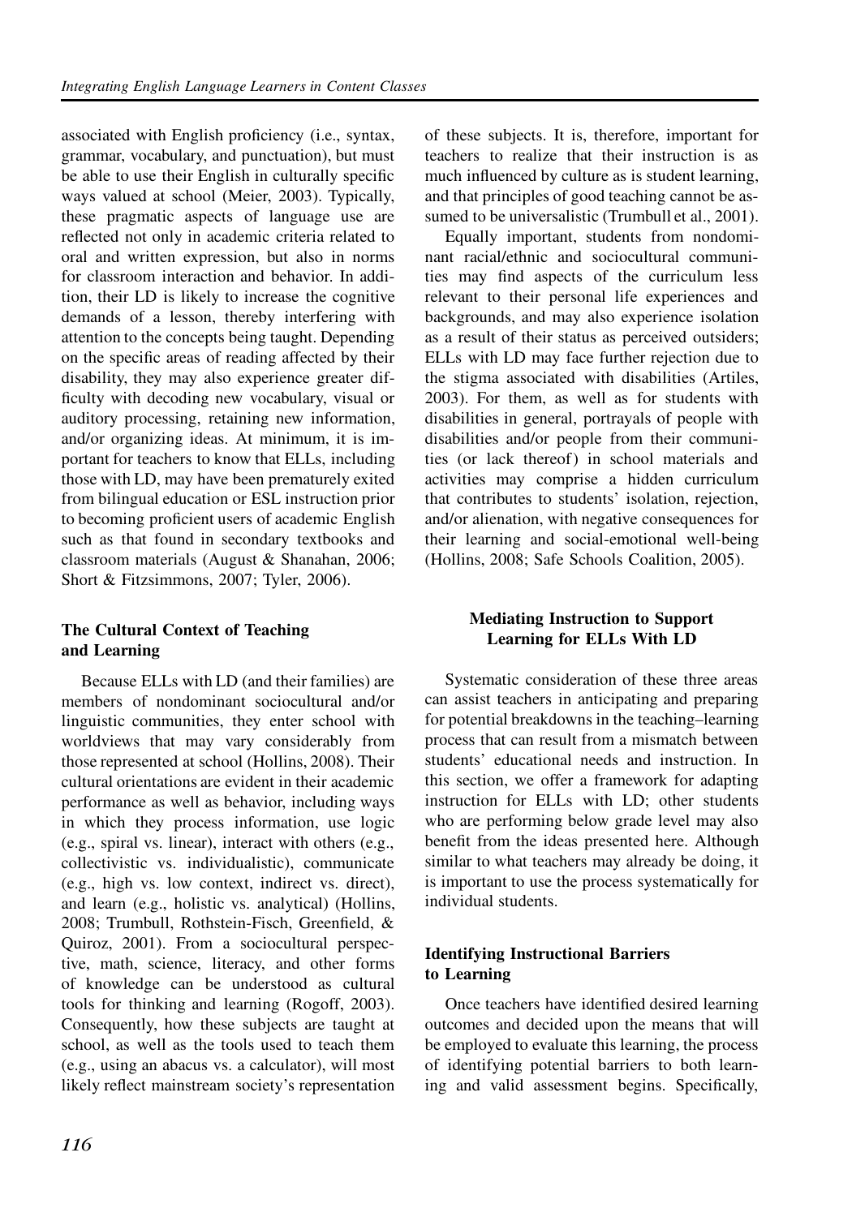associated with English proficiency (i.e., syntax, grammar, vocabulary, and punctuation), but must be able to use their English in culturally specific ways valued at school (Meier, 2003). Typically, these pragmatic aspects of language use are reflected not only in academic criteria related to oral and written expression, but also in norms for classroom interaction and behavior. In addition, their LD is likely to increase the cognitive demands of a lesson, thereby interfering with attention to the concepts being taught. Depending on the specific areas of reading affected by their disability, they may also experience greater difficulty with decoding new vocabulary, visual or auditory processing, retaining new information, and/or organizing ideas. At minimum, it is important for teachers to know that ELLs, including those with LD, may have been prematurely exited from bilingual education or ESL instruction prior to becoming proficient users of academic English such as that found in secondary textbooks and classroom materials (August & Shanahan, 2006; Short & Fitzsimmons, 2007; Tyler, 2006).

### The Cultural Context of Teaching and Learning

Because ELLs with LD (and their families) are members of nondominant sociocultural and/or linguistic communities, they enter school with worldviews that may vary considerably from those represented at school (Hollins, 2008). Their cultural orientations are evident in their academic performance as well as behavior, including ways in which they process information, use logic (e.g., spiral vs. linear), interact with others (e.g., collectivistic vs. individualistic), communicate (e.g., high vs. low context, indirect vs. direct), and learn (e.g., holistic vs. analytical) (Hollins, 2008; Trumbull, Rothstein-Fisch, Greenfield, & Quiroz, 2001). From a sociocultural perspective, math, science, literacy, and other forms of knowledge can be understood as cultural tools for thinking and learning (Rogoff, 2003). Consequently, how these subjects are taught at school, as well as the tools used to teach them (e.g., using an abacus vs. a calculator), will most likely reflect mainstream society's representation of these subjects. It is, therefore, important for teachers to realize that their instruction is as much influenced by culture as is student learning, and that principles of good teaching cannot be assumed to be universalistic (Trumbull et al., 2001).

Equally important, students from nondominant racial/ethnic and sociocultural communities may find aspects of the curriculum less relevant to their personal life experiences and backgrounds, and may also experience isolation as a result of their status as perceived outsiders; ELLs with LD may face further rejection due to the stigma associated with disabilities (Artiles, 2003). For them, as well as for students with disabilities in general, portrayals of people with disabilities and/or people from their communities (or lack thereof) in school materials and activities may comprise a hidden curriculum that contributes to students' isolation, rejection, and/or alienation, with negative consequences for their learning and social-emotional well-being (Hollins, 2008; Safe Schools Coalition, 2005).

## Mediating Instruction to Support Learning for ELLs With LD

Systematic consideration of these three areas can assist teachers in anticipating and preparing for potential breakdowns in the teaching–learning process that can result from a mismatch between students' educational needs and instruction. In this section, we offer a framework for adapting instruction for ELLs with LD; other students who are performing below grade level may also benefit from the ideas presented here. Although similar to what teachers may already be doing, it is important to use the process systematically for individual students.

### Identifying Instructional Barriers to Learning

Once teachers have identified desired learning outcomes and decided upon the means that will be employed to evaluate this learning, the process of identifying potential barriers to both learning and valid assessment begins. Specifically,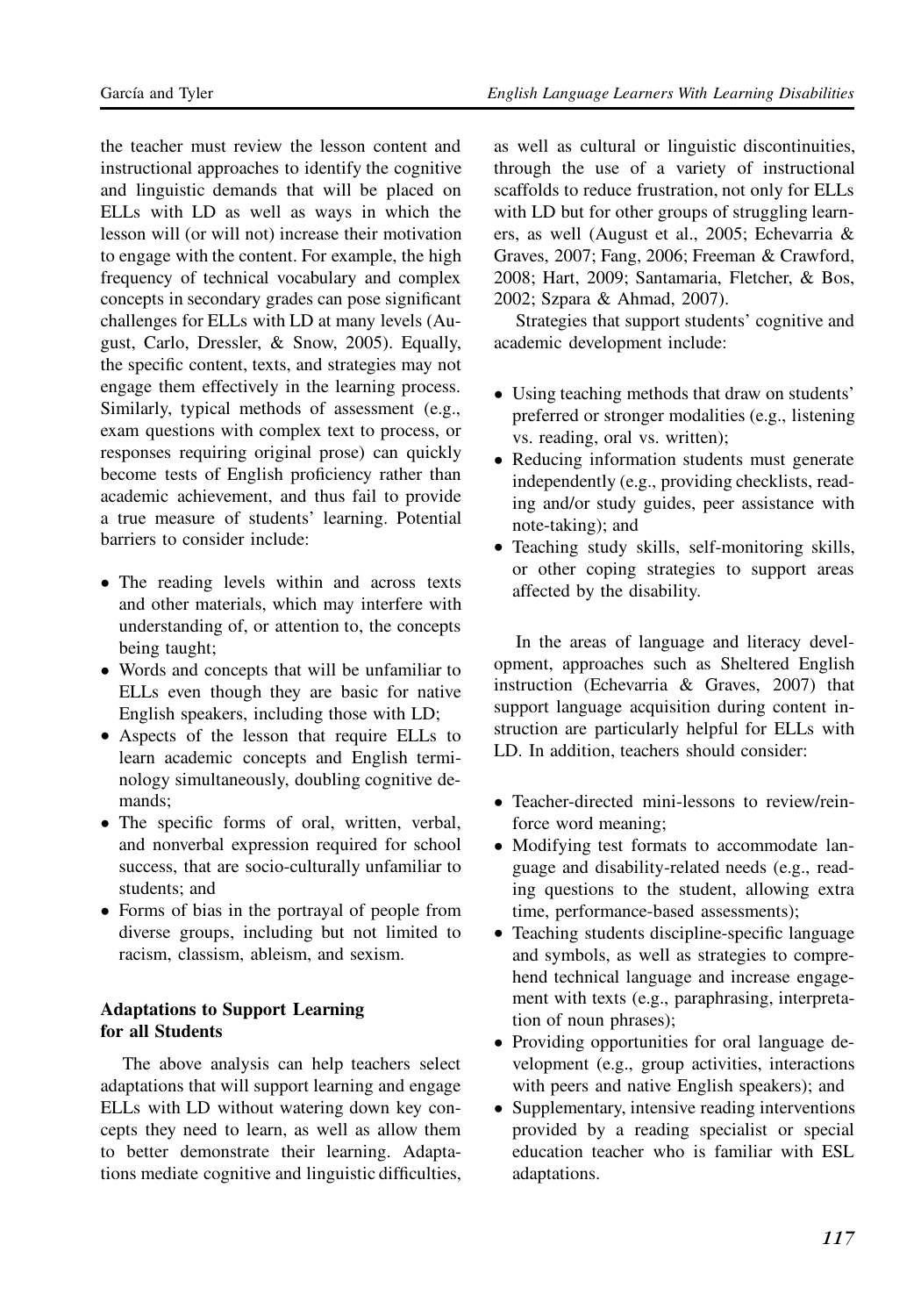the teacher must review the lesson content and instructional approaches to identify the cognitive and linguistic demands that will be placed on ELLs with LD as well as ways in which the lesson will (or will not) increase their motivation to engage with the content. For example, the high frequency of technical vocabulary and complex concepts in secondary grades can pose significant challenges for ELLs with LD at many levels (August, Carlo, Dressler, & Snow, 2005). Equally, the specific content, texts, and strategies may not engage them effectively in the learning process. Similarly, typical methods of assessment (e.g., exam questions with complex text to process, or responses requiring original prose) can quickly become tests of English proficiency rather than academic achievement, and thus fail to provide a true measure of students' learning. Potential barriers to consider include:

- The reading levels within and across texts and other materials, which may interfere with understanding of, or attention to, the concepts being taught;
- Words and concepts that will be unfamiliar to ELLs even though they are basic for native English speakers, including those with LD;
- Aspects of the lesson that require ELLs to learn academic concepts and English terminology simultaneously, doubling cognitive demands;
- The specific forms of oral, written, verbal, and nonverbal expression required for school success, that are socio-culturally unfamiliar to students; and
- Forms of bias in the portrayal of people from diverse groups, including but not limited to racism, classism, ableism, and sexism.

### Adaptations to Support Learning for all Students

The above analysis can help teachers select adaptations that will support learning and engage ELLs with LD without watering down key concepts they need to learn, as well as allow them to better demonstrate their learning. Adaptations mediate cognitive and linguistic difficulties, as well as cultural or linguistic discontinuities, through the use of a variety of instructional scaffolds to reduce frustration, not only for ELLs with LD but for other groups of struggling learners, as well (August et al., 2005; Echevarria & Graves, 2007; Fang, 2006; Freeman & Crawford, 2008; Hart, 2009; Santamaria, Fletcher, & Bos, 2002; Szpara & Ahmad, 2007).

Strategies that support students' cognitive and academic development include:

- Using teaching methods that draw on students' preferred or stronger modalities (e.g., listening vs. reading, oral vs. written);
- Reducing information students must generate independently (e.g., providing checklists, reading and/or study guides, peer assistance with note-taking); and
- Teaching study skills, self-monitoring skills, or other coping strategies to support areas affected by the disability.

In the areas of language and literacy development, approaches such as Sheltered English instruction (Echevarria & Graves, 2007) that support language acquisition during content instruction are particularly helpful for ELLs with LD. In addition, teachers should consider:

- Teacher-directed mini-lessons to review/reinforce word meaning;
- Modifying test formats to accommodate language and disability-related needs (e.g., reading questions to the student, allowing extra time, performance-based assessments);
- Teaching students discipline-specific language and symbols, as well as strategies to comprehend technical language and increase engagement with texts (e.g., paraphrasing, interpretation of noun phrases);
- Providing opportunities for oral language development (e.g., group activities, interactions with peers and native English speakers); and
- Supplementary, intensive reading interventions provided by a reading specialist or special education teacher who is familiar with ESL adaptations.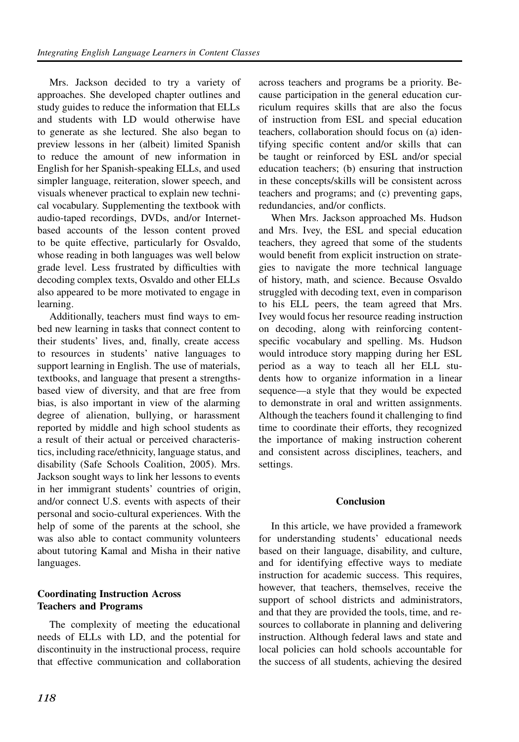Mrs. Jackson decided to try a variety of approaches. She developed chapter outlines and study guides to reduce the information that ELLs and students with LD would otherwise have to generate as she lectured. She also began to preview lessons in her (albeit) limited Spanish to reduce the amount of new information in English for her Spanish-speaking ELLs, and used simpler language, reiteration, slower speech, and visuals whenever practical to explain new technical vocabulary. Supplementing the textbook with audio-taped recordings, DVDs, and/or Internet-based accounts of the lesson content proved to be quite effective, particularly for Osvaldo, whose reading in both languages was well below grade level. Less frustrated by difficulties with decoding complex texts, Osvaldo and other ELLs also appeared to be more motivated to engage in learning.

Additionally, teachers must find ways to embed new learning in tasks that connect content to their students' lives, and, finally, create access to resources in students' native languages to support learning in English. The use of materials, textbooks, and language that present a strengths-based view of diversity, and that are free from bias, is also important in view of the alarming degree of alienation, bullying, or harassment reported by middle and high school students as a result of their actual or perceived characteristics, including race/ethnicity, language status, and disability (Safe Schools Coalition, 2005). Mrs. Jackson sought ways to link her lessons to events in her immigrant students' countries of origin, and/or connect U.S. events with aspects of their personal and socio-cultural experiences. With the help of some of the parents at the school, she was also able to contact community volunteers about tutoring Kamal and Misha in their native languages.

### Coordinating Instruction Across Teachers and Programs

The complexity of meeting the educational needs of ELLs with LD, and the potential for discontinuity in the instructional process, require that effective communication and collaboration across teachers and programs be a priority. Because participation in the general education curriculum requires skills that are also the focus of instruction from ESL and special education teachers, collaboration should focus on (a) identifying specific content and/or skills that can be taught or reinforced by ESL and/or special education teachers; (b) ensuring that instruction in these concepts/skills will be consistent across teachers and programs; and (c) preventing gaps, redundancies, and/or conflicts.

When Mrs. Jackson approached Ms. Hudson and Mrs. Ivey, the ESL and special education teachers, they agreed that some of the students would benefit from explicit instruction on strategies to navigate the more technical language of history, math, and science. Because Osvaldo struggled with decoding text, even in comparison to his ELL peers, the team agreed that Mrs. Ivey would focus her resource reading instruction on decoding, along with reinforcing content-specific vocabulary and spelling. Ms. Hudson would introduce story mapping during her ESL period as a way to teach all her ELL students how to organize information in a linear sequence—a style that they would be expected to demonstrate in oral and written assignments. Although the teachers found it challenging to find time to coordinate their efforts, they recognized the importance of making instruction coherent and consistent across disciplines, teachers, and settings.

## Conclusion

In this article, we have provided a framework for understanding students' educational needs based on their language, disability, and culture, and for identifying effective ways to mediate instruction for academic success. This requires, however, that teachers, themselves, receive the support of school districts and administrators, and that they are provided the tools, time, and resources to collaborate in planning and delivering instruction. Although federal laws and state and local policies can hold schools accountable for the success of all students, achieving the desired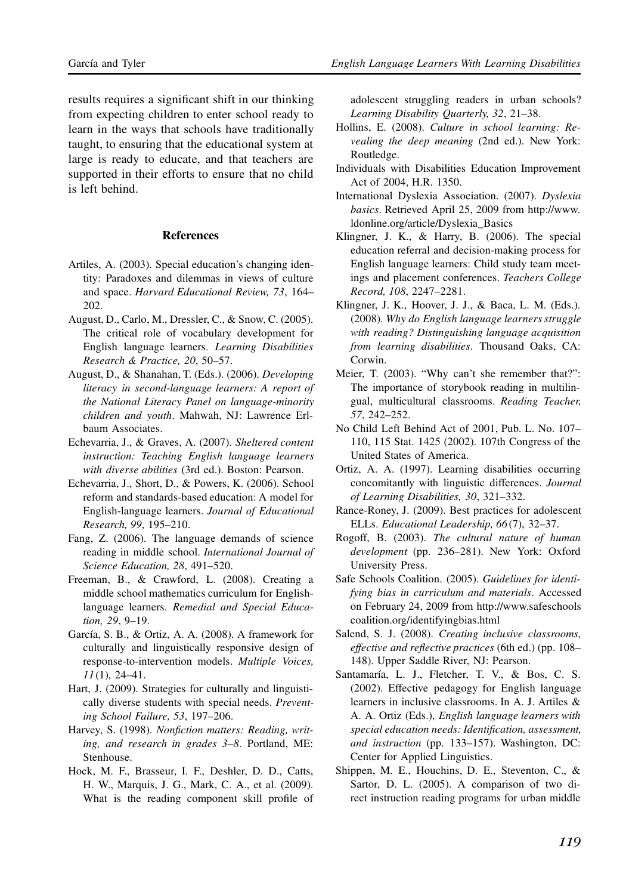results requires a significant shift in our thinking from expecting children to enter school ready to learn in the ways that schools have traditionally taught, to ensuring that the educational system at large is ready to educate, and that teachers are supported in their efforts to ensure that no child is left behind.

## References

Artiles, A. (2003). Special education's changing identity: Paradoxes and dilemmas in views of culture and space. *Harvard Educational Review, 73*, 164–202.

August, D., Carlo, M., Dressler, C., & Snow, C. (2005). The critical role of vocabulary development for English language learners. *Learning Disabilities Research & Practice, 20*, 50–57.

August, D., & Shanahan, T. (Eds.). (2006). *Developing literacy in second-language learners: A report of the National Literacy Panel on language-minority children and youth*. Mahwah, NJ: Lawrence Erlbaum Associates.

Echevarria, J., & Graves, A. (2007). *Sheltered content instruction: Teaching English language learners with diverse abilities* (3rd ed.). Boston: Pearson.

Echevarria, J., Short, D., & Powers, K. (2006). School reform and standards-based education: A model for English-language learners. *Journal of Educational Research, 99*, 195–210.

Fang, Z. (2006). The language demands of science reading in middle school. *International Journal of Science Education, 28*, 491–520.

Freeman, B., & Crawford, L. (2008). Creating a middle school mathematics curriculum for English-language learners. *Remedial and Special Education, 29*, 9–19.

García, S. B., & Ortiz, A. A. (2008). A framework for culturally and linguistically responsive design of response-to-intervention models. *Multiple Voices, 11*(1), 24–41.

Hart, J. (2009). Strategies for culturally and linguistically diverse students with special needs. *Preventing School Failure, 53*, 197–206.

Harvey, S. (1998). *Nonfiction matters: Reading, writing, and research in grades 3–8*. Portland, ME: Stenhouse.

Hock, M. F., Brasseur, I. F., Deshler, D. D., Catts, H. W., Marquis, J. G., Mark, C. A., et al. (2009). What is the reading component skill profile of adolescent struggling readers in urban schools? *Learning Disability Quarterly, 32*, 21–38.

Hollins, E. (2008). *Culture in school learning: Revealing the deep meaning* (2nd ed.). New York: Routledge.

Individuals with Disabilities Education Improvement Act of 2004, H.R. 1350.

International Dyslexia Association. (2007). *Dyslexia basics*. Retrieved April 25, 2009 from http://www.ldonline.org/article/Dyslexia_Basics

Klingner, J. K., & Harry, B. (2006). The special education referral and decision-making process for English language learners: Child study team meetings and placement conferences. *Teachers College Record, 108*, 2247–2281.

Klingner, J. K., Hoover, J. J., & Baca, L. M. (Eds.). (2008). *Why do English language learners struggle with reading? Distinguishing language acquisition from learning disabilities*. Thousand Oaks, CA: Corwin.

Meier, T. (2003). "Why can't she remember that?": The importance of storybook reading in multilingual, multicultural classrooms. *Reading Teacher, 57*, 242–252.

No Child Left Behind Act of 2001, Pub. L. No. 107–110, 115 Stat. 1425 (2002). 107th Congress of the United States of America.

Ortiz, A. A. (1997). Learning disabilities occurring concomitantly with linguistic differences. *Journal of Learning Disabilities, 30*, 321–332.

Rance-Roney, J. (2009). Best practices for adolescent ELLs. *Educational Leadership, 66*(7), 32–37.

Rogoff, B. (2003). *The cultural nature of human development* (pp. 236–281). New York: Oxford University Press.

Safe Schools Coalition. (2005). *Guidelines for identifying bias in curriculum and materials*. Accessed on February 24, 2009 from http://www.safeschoolscoalition.org/identifyingbias.html

Salend, S. J. (2008). *Creating inclusive classrooms, effective and reflective practices* (6th ed.) (pp. 108–148). Upper Saddle River, NJ: Pearson.

Santamaría, L. J., Fletcher, T. V., & Bos, C. S. (2002). Effective pedagogy for English language learners in inclusive classrooms. In A. J. Artiles & A. A. Ortiz (Eds.), *English language learners with special education needs: Identification, assessment, and instruction* (pp. 133–157). Washington, DC: Center for Applied Linguistics.

Shippen, M. E., Houchins, D. E., Steventon, C., & Sartor, D. L. (2005). A comparison of two direct instruction reading programs for urban middle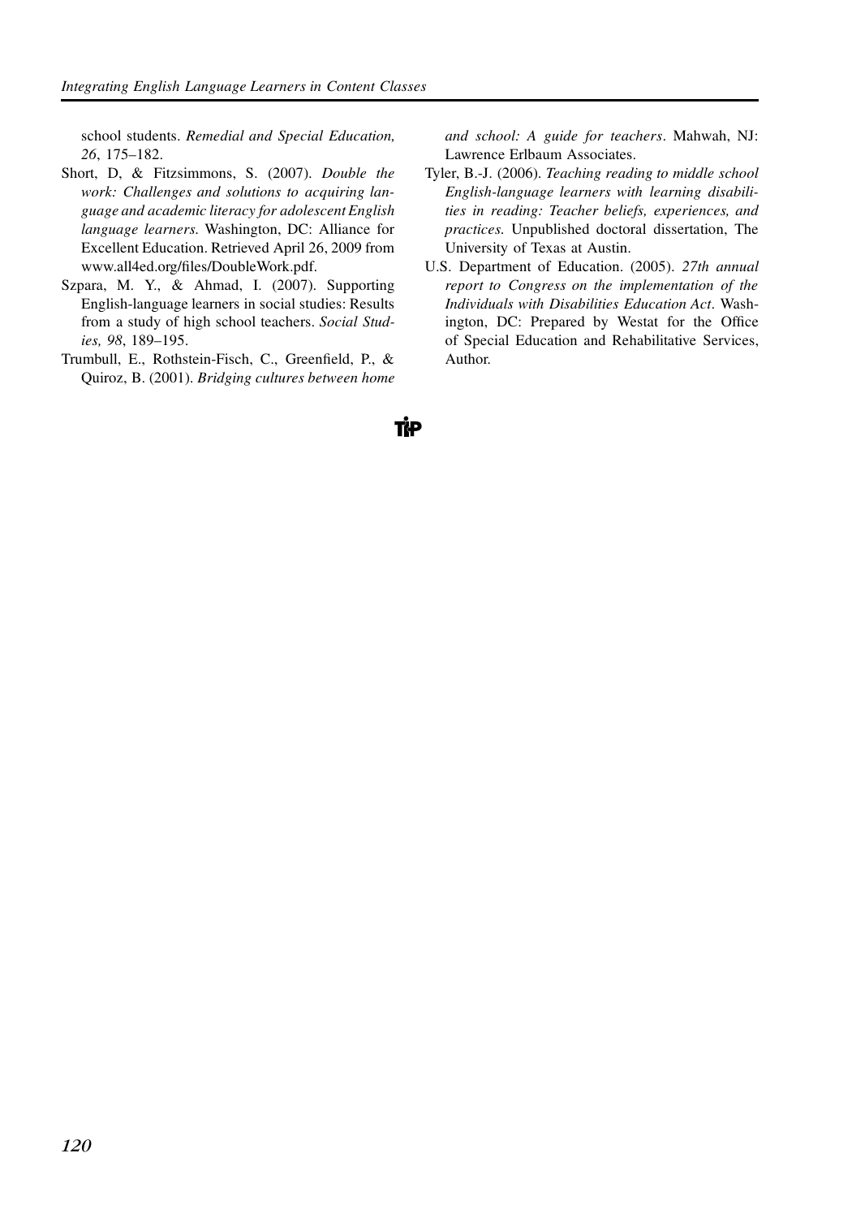school students. *Remedial and Special Education, 26*, 175–182.

Short, D, & Fitzsimmons, S. (2007). *Double the work: Challenges and solutions to acquiring language and academic literacy for adolescent English language learners.* Washington, DC: Alliance for Excellent Education. Retrieved April 26, 2009 from www.all4ed.org/files/DoubleWork.pdf.

Szpara, M. Y., & Ahmad, I. (2007). Supporting English-language learners in social studies: Results from a study of high school teachers. *Social Studies, 98*, 189–195.

Trumbull, E., Rothstein-Fisch, C., Greenfield, P., & Quiroz, B. (2001). *Bridging cultures between home and school: A guide for teachers*. Mahwah, NJ: Lawrence Erlbaum Associates.

Tyler, B.-J. (2006). *Teaching reading to middle school English-language learners with learning disabilities in reading: Teacher beliefs, experiences, and practices.* Unpublished doctoral dissertation, The University of Texas at Austin.

U.S. Department of Education. (2005). *27th annual report to Congress on the implementation of the Individuals with Disabilities Education Act*. Washington, DC: Prepared by Westat for the Office of Special Education and Rehabilitative Services, Author.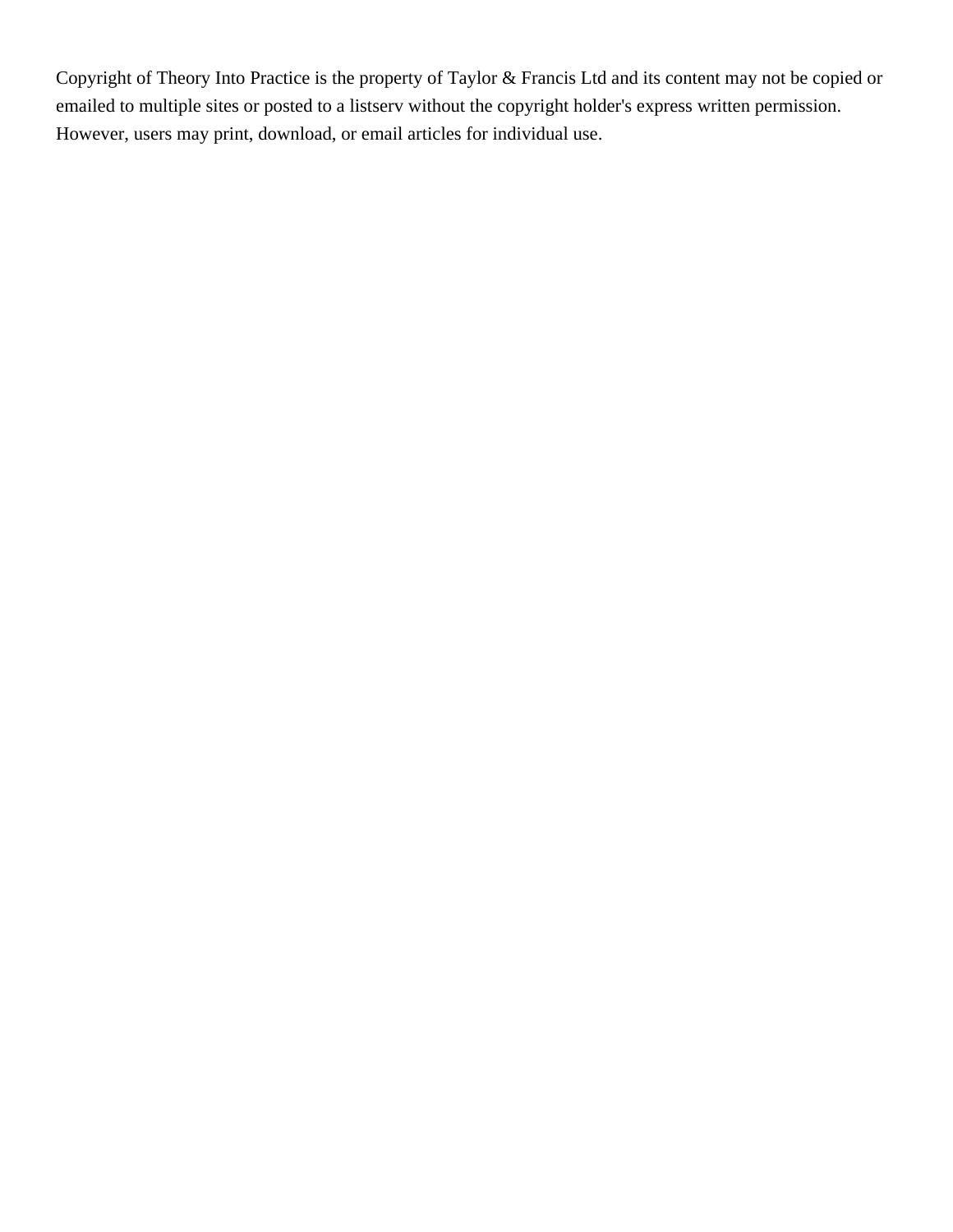Copyright of Theory Into Practice is the property of Taylor & Francis Ltd and its content may not be copied or emailed to multiple sites or posted to a listserv without the copyright holder's express written permission. However, users may print, download, or email articles for individual use.